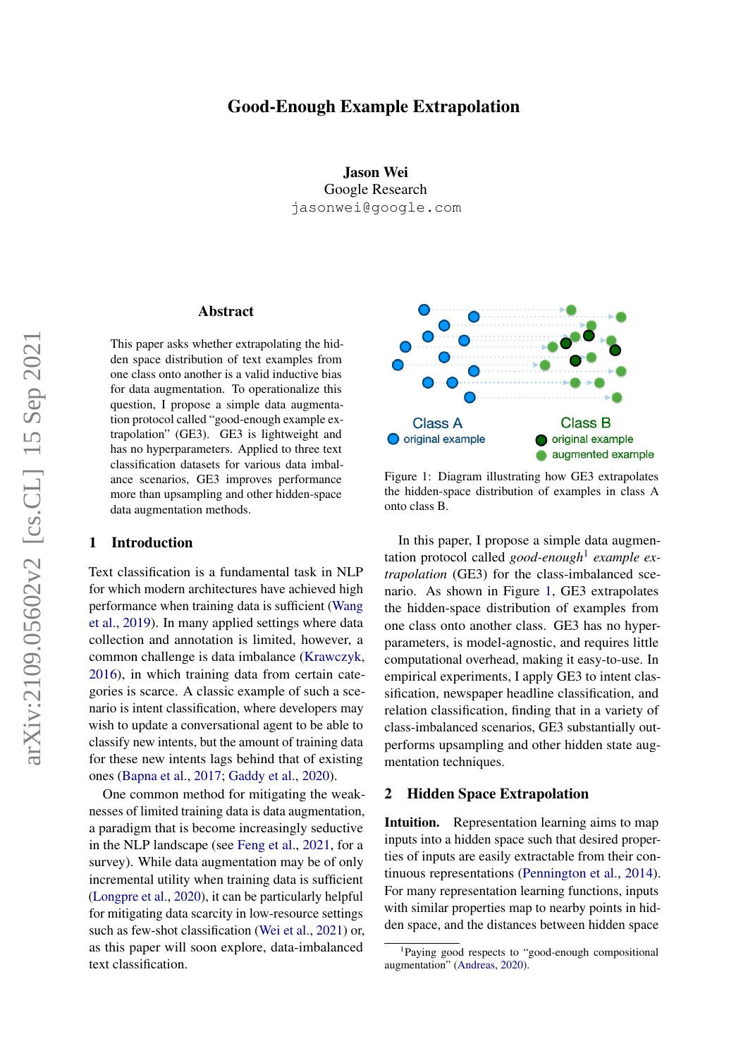# Good-Enough Example Extrapolation

**Jason Wei**
Google Research
jasonwei@google.com

## Abstract

This paper asks whether extrapolating the hidden space distribution of text examples from one class onto another is a valid inductive bias for data augmentation. To operationalize this question, I propose a simple data augmentation protocol called "good-enough example extrapolation" (GE3). GE3 is lightweight and has no hyperparameters. Applied to three text classification datasets for various data imbalance scenarios, GE3 improves performance more than upsampling and other hidden-space data augmentation methods.

## 1 Introduction

Text classification is a fundamental task in NLP for which modern architectures have achieved high performance when training data is sufficient (Wang et al., 2019). In many applied settings where data collection and annotation is limited, however, a common challenge is data imbalance (Krawczyk, 2016), in which training data from certain categories is scarce. A classic example of such a scenario is intent classification, where developers may wish to update a conversational agent to be able to classify new intents, but the amount of training data for these new intents lags behind that of existing ones (Bapna et al., 2017; Gaddy et al., 2020).

One common method for mitigating the weaknesses of limited training data is data augmentation, a paradigm that is become increasingly seductive in the NLP landscape (see Feng et al., 2021, for a survey). While data augmentation may be of only incremental utility when training data is sufficient (Longpre et al., 2020), it can be particularly helpful for mitigating data scarcity in low-resource settings such as few-shot classification (Wei et al., 2021) or, as this paper will soon explore, data-imbalanced text classification.

Class A — original example
Class B — original example, augmented example

Figure 1: Diagram illustrating how GE3 extrapolates the hidden-space distribution of examples in class A onto class B.

In this paper, I propose a simple data augmentation protocol called *good-enough*[1] *example extrapolation* (GE3) for the class-imbalanced scenario. As shown in Figure 1, GE3 extrapolates the hidden-space distribution of examples from one class onto another class. GE3 has no hyperparameters, is model-agnostic, and requires little computational overhead, making it easy-to-use. In empirical experiments, I apply GE3 to intent classification, newspaper headline classification, and relation classification, finding that in a variety of class-imbalanced scenarios, GE3 substantially outperforms upsampling and other hidden state augmentation techniques.

## 2 Hidden Space Extrapolation

**Intuition.** Representation learning aims to map inputs into a hidden space such that desired properties of inputs are easily extractable from their continuous representations (Pennington et al., 2014). For many representation learning functions, inputs with similar properties map to nearby points in hidden space, and the distances between hidden space

[1] Paying good respects to "good-enough compositional augmentation" (Andreas, 2020).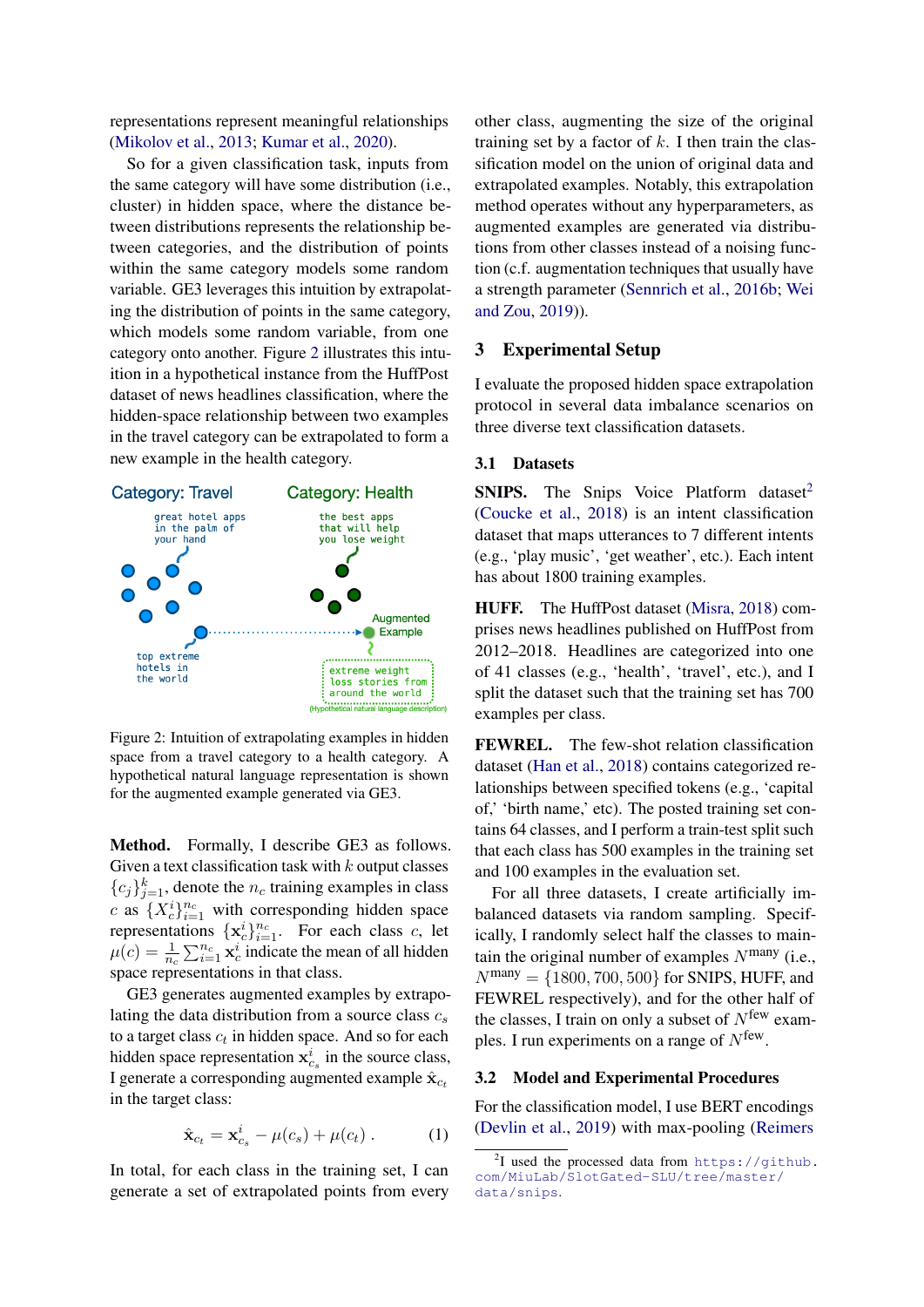representations represent meaningful relationships (Mikolov et al., 2013; Kumar et al., 2020).

So for a given classification task, inputs from the same category will have some distribution (i.e., cluster) in hidden space, where the distance between distributions represents the relationship between categories, and the distribution of points within the same category models some random variable. GE3 leverages this intuition by extrapolating the distribution of points in the same category, which models some random variable, from one category onto another. Figure 2 illustrates this intuition in a hypothetical instance from the HuffPost dataset of news headlines classification, where the hidden-space relationship between two examples in the travel category can be extrapolated to form a new example in the health category.

Figure 2: Intuition of extrapolating examples in hidden space from a travel category to a health category. A hypothetical natural language representation is shown for the augmented example generated via GE3.

**Method.** Formally, I describe GE3 as follows. Given a text classification task with $k$ output classes $\{c_j\}_{j=1}^{k}$, denote the $n_c$ training examples in class $c$ as $\{X_c^i\}_{i=1}^{n_c}$ with corresponding hidden space representations $\{\mathbf{x}_c^i\}_{i=1}^{n_c}$. For each class $c$, let $\mu(c) = \frac{1}{n_c}\sum_{i=1}^{n_c} \mathbf{x}_c^i$ indicate the mean of all hidden space representations in that class.

GE3 generates augmented examples by extrapolating the data distribution from a source class $c_s$ to a target class $c_t$ in hidden space. And so for each hidden space representation $\mathbf{x}_{c_s}^i$ in the source class, I generate a corresponding augmented example $\hat{\mathbf{x}}_{c_t}$ in the target class:

$$\hat{\mathbf{x}}_{c_t} = \mathbf{x}_{c_s}^i - \mu(c_s) + \mu(c_t) \; . \tag{1}$$

In total, for each class in the training set, I can generate a set of extrapolated points from every other class, augmenting the size of the original training set by a factor of $k$. I then train the classification model on the union of original data and extrapolated examples. Notably, this extrapolation method operates without any hyperparameters, as augmented examples are generated via distributions from other classes instead of a noising function (c.f. augmentation techniques that usually have a strength parameter (Sennrich et al., 2016b; Wei and Zou, 2019)).

## 3 Experimental Setup

I evaluate the proposed hidden space extrapolation protocol in several data imbalance scenarios on three diverse text classification datasets.

### 3.1 Datasets

**SNIPS.** The Snips Voice Platform dataset[2] (Coucke et al., 2018) is an intent classification dataset that maps utterances to 7 different intents (e.g., 'play music', 'get weather', etc.). Each intent has about 1800 training examples.

**HUFF.** The HuffPost dataset (Misra, 2018) comprises news headlines published on HuffPost from 2012–2018. Headlines are categorized into one of 41 classes (e.g., 'health', 'travel', etc.), and I split the dataset such that the training set has 700 examples per class.

**FEWREL.** The few-shot relation classification dataset (Han et al., 2018) contains categorized relationships between specified tokens (e.g., 'capital of,' 'birth name,' etc). The posted training set contains 64 classes, and I perform a train-test split such that each class has 500 examples in the training set and 100 examples in the evaluation set.

For all three datasets, I create artificially imbalanced datasets via random sampling. Specifically, I randomly select half the classes to maintain the original number of examples $N^{\text{many}}$ (i.e., $N^{\text{many}} = \{1800, 700, 500\}$ for SNIPS, HUFF, and FEWREL respectively), and for the other half of the classes, I train on only a subset of $N^{\text{few}}$ examples. I run experiments on a range of $N^{\text{few}}$.

### 3.2 Model and Experimental Procedures

For the classification model, I use BERT encodings (Devlin et al., 2019) with max-pooling (Reimers

[2] I used the processed data from https://github.com/MiuLab/SlotGated-SLU/tree/master/data/snips.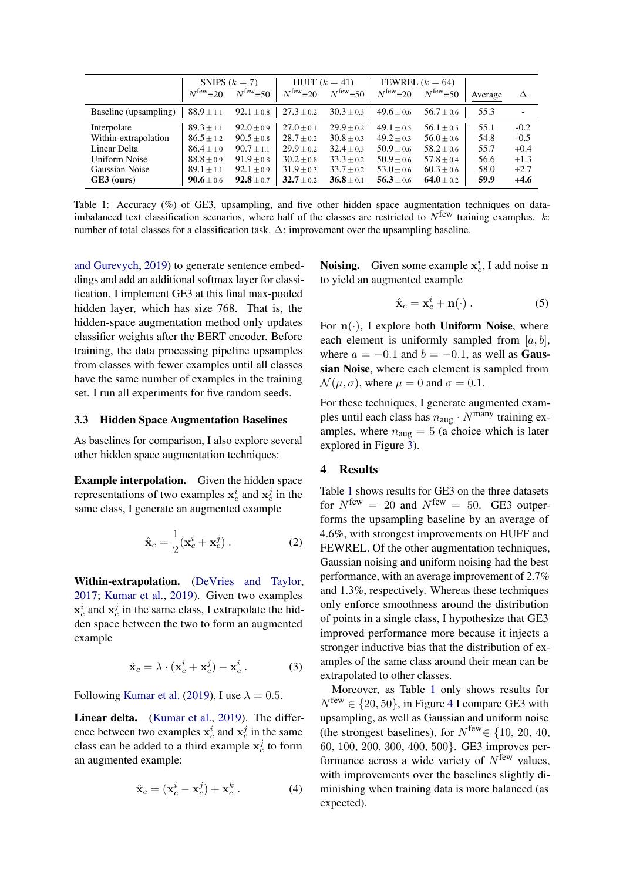|  | SNIPS ($k = 7$) |  | HUFF ($k = 41$) |  | FEWREL ($k = 64$) |  |  |  |
|---|---|---|---|---|---|---|---|---|
|  | $N^{\text{few}}$=20 | $N^{\text{few}}$=50 | $N^{\text{few}}$=20 | $N^{\text{few}}$=50 | $N^{\text{few}}$=20 | $N^{\text{few}}$=50 | Average | $\Delta$ |
| Baseline (upsampling) | 88.9 $\pm$ 1.1 | 92.1 $\pm$ 0.8 | 27.3 $\pm$ 0.2 | 30.3 $\pm$ 0.3 | 49.6 $\pm$ 0.6 | 56.7 $\pm$ 0.6 | 55.3 | - |
| Interpolate | 89.3 $\pm$ 1.1 | 92.0 $\pm$ 0.9 | 27.0 $\pm$ 0.1 | 29.9 $\pm$ 0.2 | 49.1 $\pm$ 0.5 | 56.1 $\pm$ 0.5 | 55.1 | -0.2 |
| Within-extrapolation | 86.5 $\pm$ 1.2 | 90.5 $\pm$ 0.8 | 28.7 $\pm$ 0.2 | 30.8 $\pm$ 0.3 | 49.2 $\pm$ 0.3 | 56.0 $\pm$ 0.6 | 54.8 | -0.5 |
| Linear Delta | 86.4 $\pm$ 1.0 | 90.7 $\pm$ 1.1 | 29.9 $\pm$ 0.2 | 32.4 $\pm$ 0.3 | 50.9 $\pm$ 0.6 | 58.2 $\pm$ 0.6 | 55.7 | +0.4 |
| Uniform Noise | 88.8 $\pm$ 0.9 | 91.9 $\pm$ 0.8 | 30.2 $\pm$ 0.8 | 33.3 $\pm$ 0.2 | 50.9 $\pm$ 0.6 | 57.8 $\pm$ 0.4 | 56.6 | +1.3 |
| Gaussian Noise | 89.1 $\pm$ 1.1 | 92.1 $\pm$ 0.9 | 31.9 $\pm$ 0.3 | 33.7 $\pm$ 0.2 | 53.0 $\pm$ 0.6 | 60.3 $\pm$ 0.6 | 58.0 | +2.7 |
| **GE3 (ours)** | **90.6** $\pm$ 0.6 | **92.8** $\pm$ 0.7 | **32.7** $\pm$ 0.2 | **36.8** $\pm$ 0.1 | **56.3** $\pm$ 0.6 | **64.0** $\pm$ 0.2 | **59.9** | **+4.6** |

Table 1: Accuracy (%) of GE3, upsampling, and five other hidden space augmentation techniques on data-imbalanced text classification scenarios, where half of the classes are restricted to $N^{\text{few}}$ training examples. $k$: number of total classes for a classification task. $\Delta$: improvement over the upsampling baseline.

and Gurevych, 2019) to generate sentence embeddings and add an additional softmax layer for classification. I implement GE3 at this final max-pooled hidden layer, which has size 768. That is, the hidden-space augmentation method only updates classifier weights after the BERT encoder. Before training, the data processing pipeline upsamples from classes with fewer examples until all classes have the same number of examples in the training set. I run all experiments for five random seeds.

### 3.3 Hidden Space Augmentation Baselines

As baselines for comparison, I also explore several other hidden space augmentation techniques:

**Example interpolation.** Given the hidden space representations of two examples $\mathbf{x}_c^i$ and $\mathbf{x}_c^j$ in the same class, I generate an augmented example

$$\hat{\mathbf{x}}_c = \frac{1}{2}(\mathbf{x}_c^i + \mathbf{x}_c^j) \,. \tag{2}$$

**Within-extrapolation.** (DeVries and Taylor, 2017; Kumar et al., 2019). Given two examples $\mathbf{x}_c^i$ and $\mathbf{x}_c^j$ in the same class, I extrapolate the hidden space between the two to form an augmented example

$$\hat{\mathbf{x}}_c = \lambda \cdot (\mathbf{x}_c^i + \mathbf{x}_c^j) - \mathbf{x}_c^i \,. \tag{3}$$

Following Kumar et al. (2019), I use $\lambda = 0.5$.

**Linear delta.** (Kumar et al., 2019). The difference between two examples $\mathbf{x}_c^i$ and $\mathbf{x}_c^j$ in the same class can be added to a third example $\mathbf{x}_c^j$ to form an augmented example:

$$\hat{\mathbf{x}}_c = (\mathbf{x}_c^i - \mathbf{x}_c^j) + \mathbf{x}_c^k \,. \tag{4}$$

**Noising.** Given some example $\mathbf{x}_c^i$, I add noise $\mathbf{n}$ to yield an augmented example

$$\hat{\mathbf{x}}_c = \mathbf{x}_c^i + \mathbf{n}(\cdot) \,. \tag{5}$$

For $\mathbf{n}(\cdot)$, I explore both **Uniform Noise**, where each element is uniformly sampled from $[a, b]$, where $a = -0.1$ and $b = -0.1$, as well as **Gaussian Noise**, where each element is sampled from $\mathcal{N}(\mu, \sigma)$, where $\mu = 0$ and $\sigma = 0.1$.

For these techniques, I generate augmented examples until each class has $n_{\text{aug}} \cdot N^{\text{many}}$ training examples, where $n_{\text{aug}} = 5$ (a choice which is later explored in Figure 3).

## 4 Results

Table 1 shows results for GE3 on the three datasets for $N^{\text{few}} = 20$ and $N^{\text{few}} = 50$. GE3 outperforms the upsampling baseline by an average of 4.6%, with strongest improvements on HUFF and FEWREL. Of the other augmentation techniques, Gaussian noising and uniform noising had the best performance, with an average improvement of 2.7% and 1.3%, respectively. Whereas these techniques only enforce smoothness around the distribution of points in a single class, I hypothesize that GE3 improved performance more because it injects a stronger inductive bias that the distribution of examples of the same class around their mean can be extrapolated to other classes.

Moreover, as Table 1 only shows results for $N^{\text{few}} \in \{20, 50\}$, in Figure 4 I compare GE3 with upsampling, as well as Gaussian and uniform noise (the strongest baselines), for $N^{\text{few}} \in \{10, 20, 40, 60, 100, 200, 300, 400, 500\}$. GE3 improves performance across a wide variety of $N^{\text{few}}$ values, with improvements over the baselines slightly diminishing when training data is more balanced (as expected).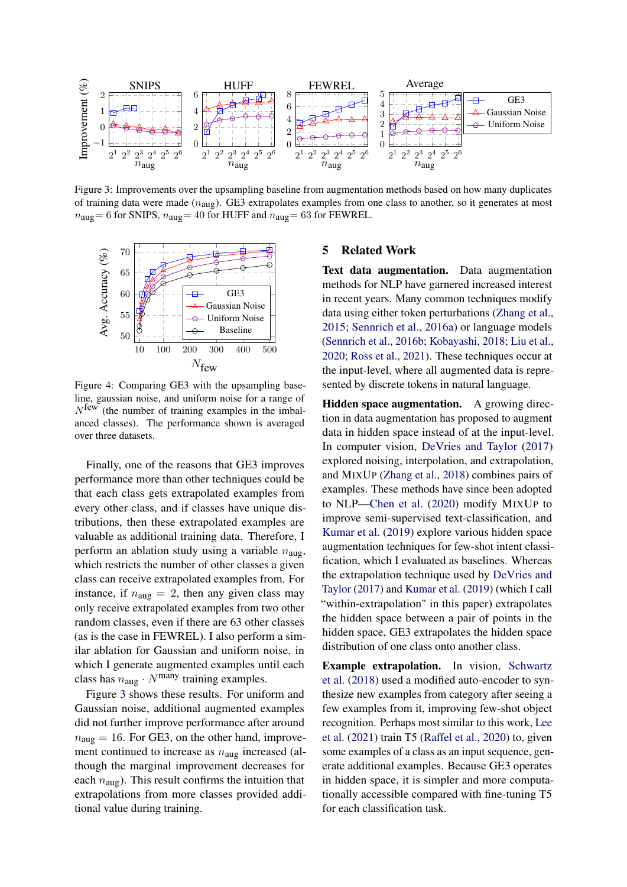Figure 3: Improvements over the upsampling baseline from augmentation methods based on how many duplicates of training data were made ($n_{\text{aug}}$). GE3 extrapolates examples from one class to another, so it generates at most $n_{\text{aug}} = 6$ for SNIPS, $n_{\text{aug}} = 40$ for HUFF and $n_{\text{aug}} = 63$ for FEWREL.

Figure 4: Comparing GE3 with the upsampling baseline, gaussian noise, and uniform noise for a range of $N^{\text{few}}$ (the number of training examples in the imbalanced classes). The performance shown is averaged over three datasets.

Finally, one of the reasons that GE3 improves performance more than other techniques could be that each class gets extrapolated examples from every other class, and if classes have unique distributions, then these extrapolated examples are valuable as additional training data. Therefore, I perform an ablation study using a variable $n_{\text{aug}}$, which restricts the number of other classes a given class can receive extrapolated examples from. For instance, if $n_{\text{aug}} = 2$, then any given class may only receive extrapolated examples from two other random classes, even if there are 63 other classes (as is the case in FEWREL). I also perform a similar ablation for Gaussian and uniform noise, in which I generate augmented examples until each class has $n_{\text{aug}} \cdot N^{\text{many}}$ training examples.

Figure 3 shows these results. For uniform and Gaussian noise, additional augmented examples did not further improve performance after around $n_{\text{aug}} = 16$. For GE3, on the other hand, improvement continued to increase as $n_{\text{aug}}$ increased (although the marginal improvement decreases for each $n_{\text{aug}}$). This result confirms the intuition that extrapolations from more classes provided additional value during training.

## 5 Related Work

**Text data augmentation.** Data augmentation methods for NLP have garnered increased interest in recent years. Many common techniques modify data using either token perturbations (Zhang et al., 2015; Sennrich et al., 2016a) or language models (Sennrich et al., 2016b; Kobayashi, 2018; Liu et al., 2020; Ross et al., 2021). These techniques occur at the input-level, where all augmented data is represented by discrete tokens in natural language.

**Hidden space augmentation.** A growing direction in data augmentation has proposed to augment data in hidden space instead of at the input-level. In computer vision, DeVries and Taylor (2017) explored noising, interpolation, and extrapolation, and MixUp (Zhang et al., 2018) combines pairs of examples. These methods have since been adopted to NLP—Chen et al. (2020) modify MixUp to improve semi-supervised text-classification, and Kumar et al. (2019) explore various hidden space augmentation techniques for few-shot intent classification, which I evaluated as baselines. Whereas the extrapolation technique used by DeVries and Taylor (2017) and Kumar et al. (2019) (which I call "within-extrapolation" in this paper) extrapolates the hidden space between a pair of points in the hidden space, GE3 extrapolates the hidden space distribution of one class onto another class.

**Example extrapolation.** In vision, Schwartz et al. (2018) used a modified auto-encoder to synthesize new examples from category after seeing a few examples from it, improving few-shot object recognition. Perhaps most similar to this work, Lee et al. (2021) train T5 (Raffel et al., 2020) to, given some examples of a class as an input sequence, generate additional examples. Because GE3 operates in hidden space, it is simpler and more computationally accessible compared with fine-tuning T5 for each classification task.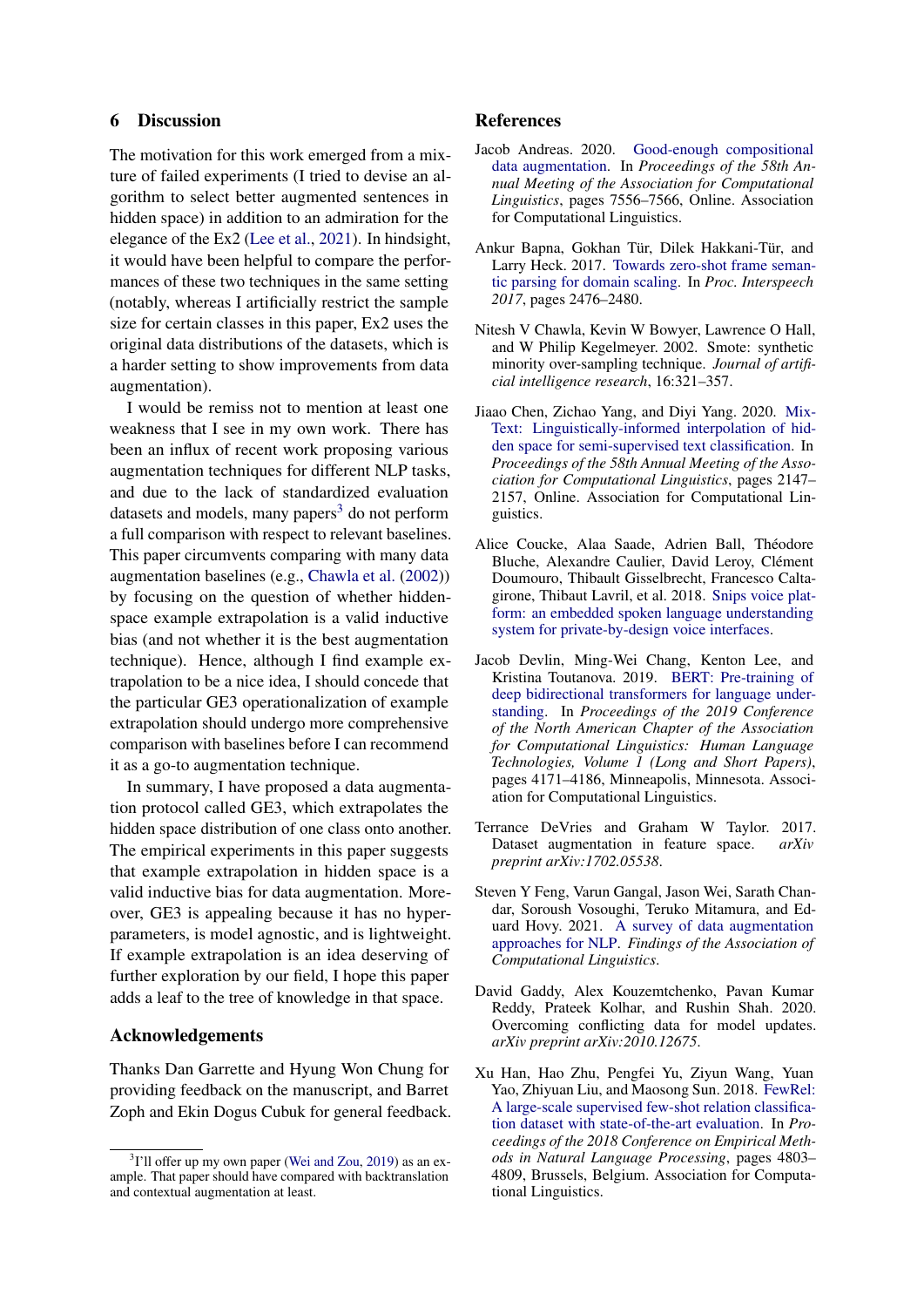## 6 Discussion

The motivation for this work emerged from a mixture of failed experiments (I tried to devise an algorithm to select better augmented sentences in hidden space) in addition to an admiration for the elegance of the Ex2 (Lee et al., 2021). In hindsight, it would have been helpful to compare the performances of these two techniques in the same setting (notably, whereas I artificially restrict the sample size for certain classes in this paper, Ex2 uses the original data distributions of the datasets, which is a harder setting to show improvements from data augmentation).

I would be remiss not to mention at least one weakness that I see in my own work. There has been an influx of recent work proposing various augmentation techniques for different NLP tasks, and due to the lack of standardized evaluation datasets and models, many papers[3] do not perform a full comparison with respect to relevant baselines. This paper circumvents comparing with many data augmentation baselines (e.g., Chawla et al. (2002)) by focusing on the question of whether hidden-space example extrapolation is a valid inductive bias (and not whether it is the best augmentation technique). Hence, although I find example extrapolation to be a nice idea, I should concede that the particular GE3 operationalization of example extrapolation should undergo more comprehensive comparison with baselines before I can recommend it as a go-to augmentation technique.

In summary, I have proposed a data augmentation protocol called GE3, which extrapolates the hidden space distribution of one class onto another. The empirical experiments in this paper suggests that example extrapolation in hidden space is a valid inductive bias for data augmentation. Moreover, GE3 is appealing because it has no hyperparameters, is model agnostic, and is lightweight. If example extrapolation is an idea deserving of further exploration by our field, I hope this paper adds a leaf to the tree of knowledge in that space.

## Acknowledgements

Thanks Dan Garrette and Hyung Won Chung for providing feedback on the manuscript, and Barret Zoph and Ekin Dogus Cubuk for general feedback.

[3] I'll offer up my own paper (Wei and Zou, 2019) as an example. That paper should have compared with backtranslation and contextual augmentation at least.

## References

Jacob Andreas. 2020. Good-enough compositional data augmentation. In *Proceedings of the 58th Annual Meeting of the Association for Computational Linguistics*, pages 7556–7566, Online. Association for Computational Linguistics.

Ankur Bapna, Gokhan Tür, Dilek Hakkani-Tür, and Larry Heck. 2017. Towards zero-shot frame semantic parsing for domain scaling. In *Proc. Interspeech 2017*, pages 2476–2480.

Nitesh V Chawla, Kevin W Bowyer, Lawrence O Hall, and W Philip Kegelmeyer. 2002. Smote: synthetic minority over-sampling technique. *Journal of artificial intelligence research*, 16:321–357.

Jiaao Chen, Zichao Yang, and Diyi Yang. 2020. MixText: Linguistically-informed interpolation of hidden space for semi-supervised text classification. In *Proceedings of the 58th Annual Meeting of the Association for Computational Linguistics*, pages 2147–2157, Online. Association for Computational Linguistics.

Alice Coucke, Alaa Saade, Adrien Ball, Théodore Bluche, Alexandre Caulier, David Leroy, Clément Doumouro, Thibault Gisselbrecht, Francesco Caltagirone, Thibaut Lavril, et al. 2018. Snips voice platform: an embedded spoken language understanding system for private-by-design voice interfaces.

Jacob Devlin, Ming-Wei Chang, Kenton Lee, and Kristina Toutanova. 2019. BERT: Pre-training of deep bidirectional transformers for language understanding. In *Proceedings of the 2019 Conference of the North American Chapter of the Association for Computational Linguistics: Human Language Technologies, Volume 1 (Long and Short Papers)*, pages 4171–4186, Minneapolis, Minnesota. Association for Computational Linguistics.

Terrance DeVries and Graham W Taylor. 2017. Dataset augmentation in feature space. *arXiv preprint arXiv:1702.05538*.

Steven Y Feng, Varun Gangal, Jason Wei, Sarath Chandar, Soroush Vosoughi, Teruko Mitamura, and Eduard Hovy. 2021. A survey of data augmentation approaches for NLP. *Findings of the Association of Computational Linguistics*.

David Gaddy, Alex Kouzemtchenko, Pavan Kumar Reddy, Prateek Kolhar, and Rushin Shah. 2020. Overcoming conflicting data for model updates. *arXiv preprint arXiv:2010.12675*.

Xu Han, Hao Zhu, Pengfei Yu, Ziyun Wang, Yuan Yao, Zhiyuan Liu, and Maosong Sun. 2018. FewRel: A large-scale supervised few-shot relation classification dataset with state-of-the-art evaluation. In *Proceedings of the 2018 Conference on Empirical Methods in Natural Language Processing*, pages 4803–4809, Brussels, Belgium. Association for Computational Linguistics.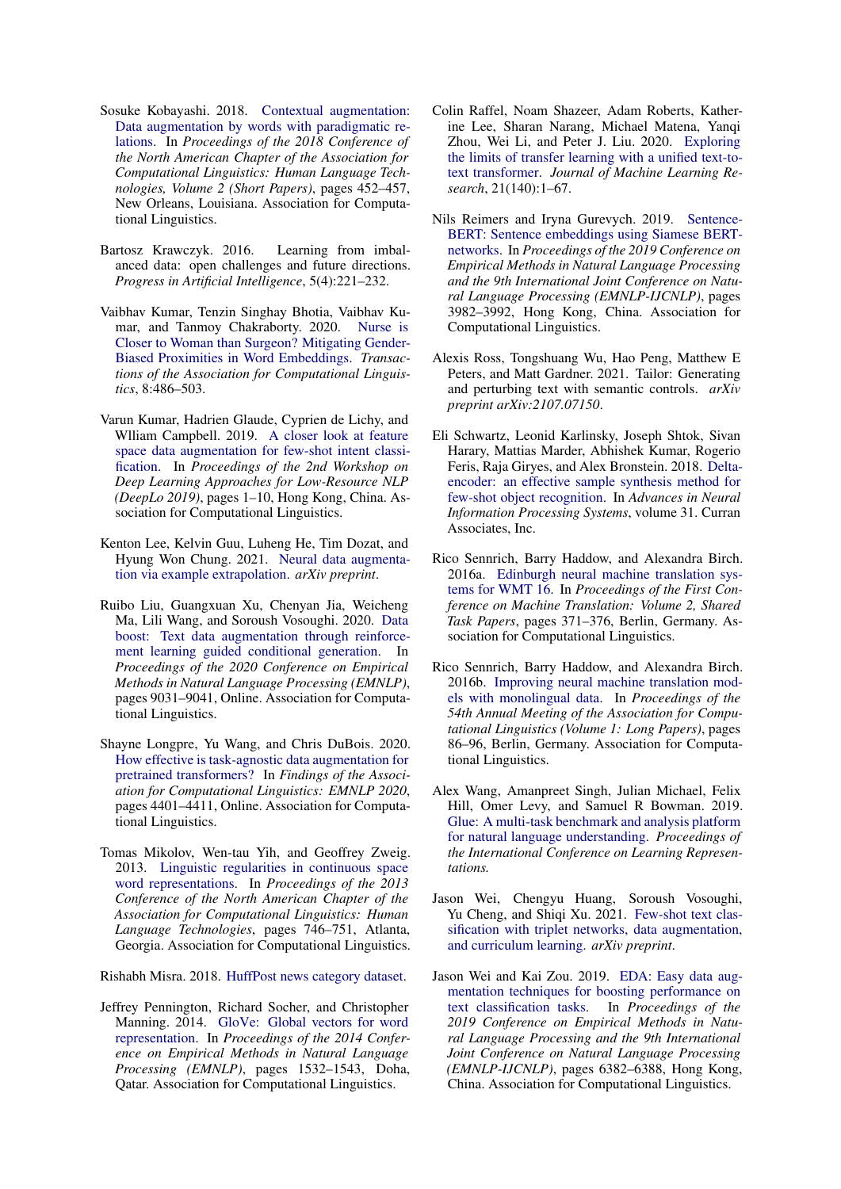Sosuke Kobayashi. 2018. Contextual augmentation: Data augmentation by words with paradigmatic relations. In *Proceedings of the 2018 Conference of the North American Chapter of the Association for Computational Linguistics: Human Language Technologies, Volume 2 (Short Papers)*, pages 452–457, New Orleans, Louisiana. Association for Computational Linguistics.

Bartosz Krawczyk. 2016. Learning from imbalanced data: open challenges and future directions. *Progress in Artificial Intelligence*, 5(4):221–232.

Vaibhav Kumar, Tenzin Singhay Bhotia, Vaibhav Kumar, and Tanmoy Chakraborty. 2020. Nurse is Closer to Woman than Surgeon? Mitigating Gender-Biased Proximities in Word Embeddings. *Transactions of the Association for Computational Linguistics*, 8:486–503.

Varun Kumar, Hadrien Glaude, Cyprien de Lichy, and Wlliam Campbell. 2019. A closer look at feature space data augmentation for few-shot intent classification. In *Proceedings of the 2nd Workshop on Deep Learning Approaches for Low-Resource NLP (DeepLo 2019)*, pages 1–10, Hong Kong, China. Association for Computational Linguistics.

Kenton Lee, Kelvin Guu, Luheng He, Tim Dozat, and Hyung Won Chung. 2021. Neural data augmentation via example extrapolation. *arXiv preprint*.

Ruibo Liu, Guangxuan Xu, Chenyan Jia, Weicheng Ma, Lili Wang, and Soroush Vosoughi. 2020. Data boost: Text data augmentation through reinforcement learning guided conditional generation. In *Proceedings of the 2020 Conference on Empirical Methods in Natural Language Processing (EMNLP)*, pages 9031–9041, Online. Association for Computational Linguistics.

Shayne Longpre, Yu Wang, and Chris DuBois. 2020. How effective is task-agnostic data augmentation for pretrained transformers? In *Findings of the Association for Computational Linguistics: EMNLP 2020*, pages 4401–4411, Online. Association for Computational Linguistics.

Tomas Mikolov, Wen-tau Yih, and Geoffrey Zweig. 2013. Linguistic regularities in continuous space word representations. In *Proceedings of the 2013 Conference of the North American Chapter of the Association for Computational Linguistics: Human Language Technologies*, pages 746–751, Atlanta, Georgia. Association for Computational Linguistics.

Rishabh Misra. 2018. HuffPost news category dataset.

Jeffrey Pennington, Richard Socher, and Christopher Manning. 2014. GloVe: Global vectors for word representation. In *Proceedings of the 2014 Conference on Empirical Methods in Natural Language Processing (EMNLP)*, pages 1532–1543, Doha, Qatar. Association for Computational Linguistics.

Colin Raffel, Noam Shazeer, Adam Roberts, Katherine Lee, Sharan Narang, Michael Matena, Yanqi Zhou, Wei Li, and Peter J. Liu. 2020. Exploring the limits of transfer learning with a unified text-to-text transformer. *Journal of Machine Learning Research*, 21(140):1–67.

Nils Reimers and Iryna Gurevych. 2019. Sentence-BERT: Sentence embeddings using Siamese BERT-networks. In *Proceedings of the 2019 Conference on Empirical Methods in Natural Language Processing and the 9th International Joint Conference on Natural Language Processing (EMNLP-IJCNLP)*, pages 3982–3992, Hong Kong, China. Association for Computational Linguistics.

Alexis Ross, Tongshuang Wu, Hao Peng, Matthew E Peters, and Matt Gardner. 2021. Tailor: Generating and perturbing text with semantic controls. *arXiv preprint arXiv:2107.07150*.

Eli Schwartz, Leonid Karlinsky, Joseph Shtok, Sivan Harary, Mattias Marder, Abhishek Kumar, Rogerio Feris, Raja Giryes, and Alex Bronstein. 2018. Delta-encoder: an effective sample synthesis method for few-shot object recognition. In *Advances in Neural Information Processing Systems*, volume 31. Curran Associates, Inc.

Rico Sennrich, Barry Haddow, and Alexandra Birch. 2016a. Edinburgh neural machine translation systems for WMT 16. In *Proceedings of the First Conference on Machine Translation: Volume 2, Shared Task Papers*, pages 371–376, Berlin, Germany. Association for Computational Linguistics.

Rico Sennrich, Barry Haddow, and Alexandra Birch. 2016b. Improving neural machine translation models with monolingual data. In *Proceedings of the 54th Annual Meeting of the Association for Computational Linguistics (Volume 1: Long Papers)*, pages 86–96, Berlin, Germany. Association for Computational Linguistics.

Alex Wang, Amanpreet Singh, Julian Michael, Felix Hill, Omer Levy, and Samuel R Bowman. 2019. Glue: A multi-task benchmark and analysis platform for natural language understanding. *Proceedings of the International Conference on Learning Representations*.

Jason Wei, Chengyu Huang, Soroush Vosoughi, Yu Cheng, and Shiqi Xu. 2021. Few-shot text classification with triplet networks, data augmentation, and curriculum learning. *arXiv preprint*.

Jason Wei and Kai Zou. 2019. EDA: Easy data augmentation techniques for boosting performance on text classification tasks. In *Proceedings of the 2019 Conference on Empirical Methods in Natural Language Processing and the 9th International Joint Conference on Natural Language Processing (EMNLP-IJCNLP)*, pages 6382–6388, Hong Kong, China. Association for Computational Linguistics.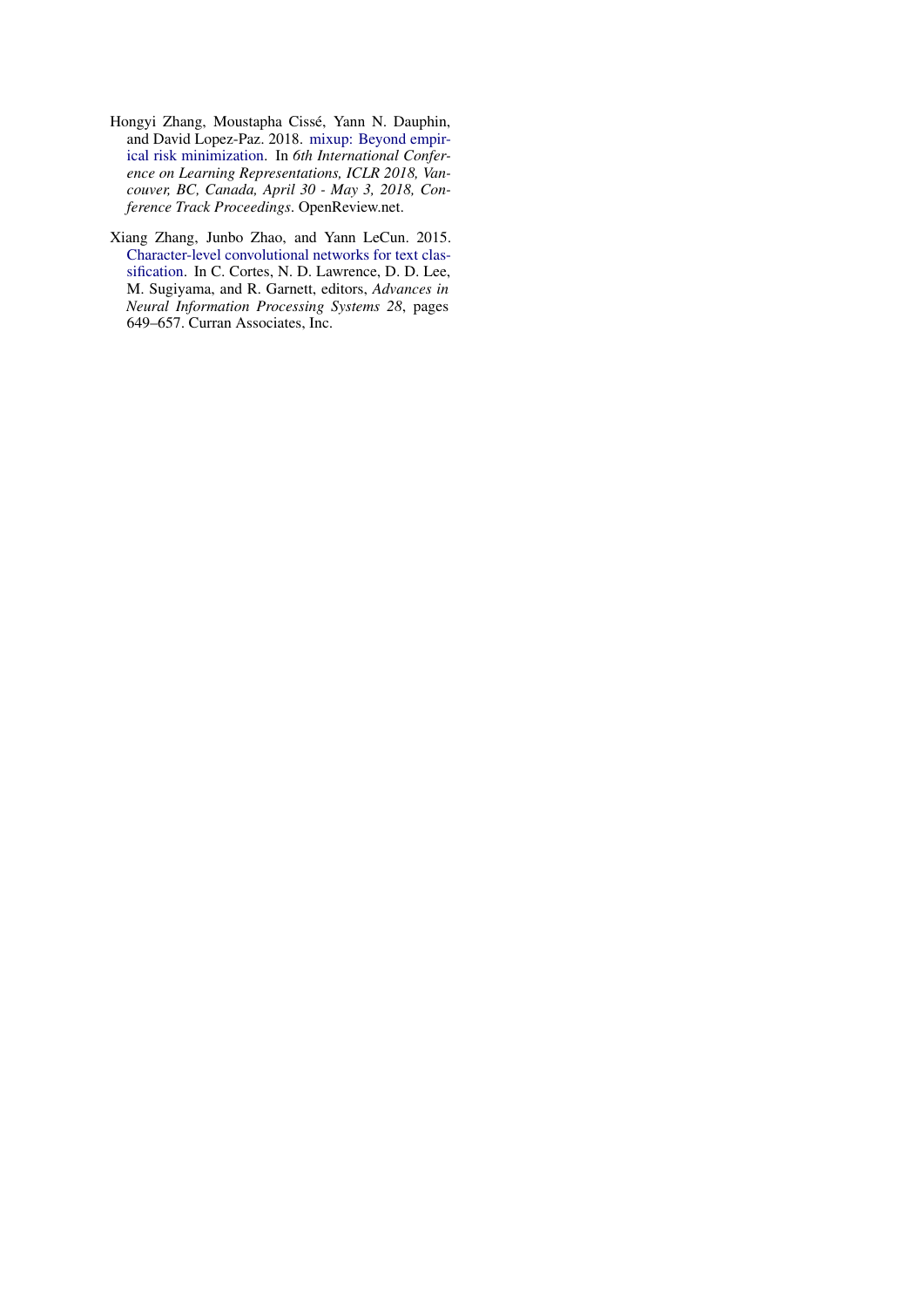Hongyi Zhang, Moustapha Cissé, Yann N. Dauphin, and David Lopez-Paz. 2018. mixup: Beyond empirical risk minimization. In *6th International Conference on Learning Representations, ICLR 2018, Vancouver, BC, Canada, April 30 - May 3, 2018, Conference Track Proceedings*. OpenReview.net.

Xiang Zhang, Junbo Zhao, and Yann LeCun. 2015. Character-level convolutional networks for text classification. In C. Cortes, N. D. Lawrence, D. D. Lee, M. Sugiyama, and R. Garnett, editors, *Advances in Neural Information Processing Systems 28*, pages 649–657. Curran Associates, Inc.